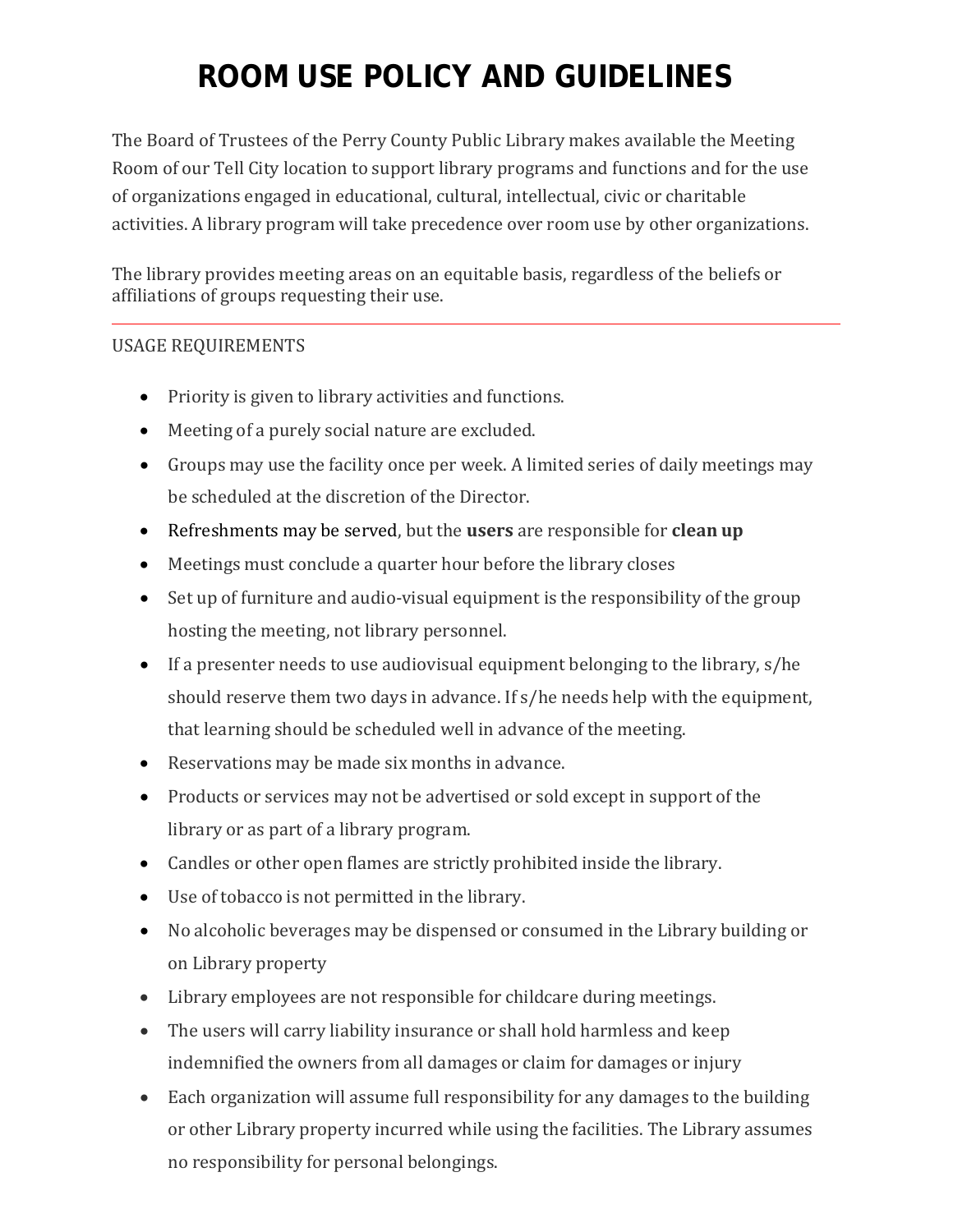# ROOM USE POLICY AND GUIDELINES

The Board of Trustees of the Perry County Public Library makes available the Meeting Room of our Tell City location to support library programs and functions and for the use of organizations engaged in educational, cultural, intellectual, civic or charitable activities. A library program will take precedence over room use by other organizations.

The library provides meeting areas on an equitable basis, regardless of the beliefs or affiliations of groups requesting their use.

---

USAGE REQUIREMENTS

- Priority is given to library activities and functions.
- Meeting of a purely social nature are excluded.
- Groups may use the facility once per week. A limited series of daily meetings may be scheduled at the discretion of the Director.
- Refreshments may be served, but the **users** are responsible for **clean up**
- Meetings must conclude a quarter hour before the library closes
- Set up of furniture and audio-visual equipment is the responsibility of the group hosting the meeting, not library personnel.
- If a presenter needs to use audiovisual equipment belonging to the library, s/he should reserve them two days in advance. If s/he needs help with the equipment, that learning should be scheduled well in advance of the meeting.
- Reservations may be made six months in advance.
- Products or services may not be advertised or sold except in support of the library or as part of a library program.
- Candles or other open flames are strictly prohibited inside the library.
- Use of tobacco is not permitted in the library.
- No alcoholic beverages may be dispensed or consumed in the Library building or on Library property
- Library employees are not responsible for childcare during meetings.
- The users will carry liability insurance or shall hold harmless and keep indemnified the owners from all damages or claim for damages or injury
- Each organization will assume full responsibility for any damages to the building or other Library property incurred while using the facilities. The Library assumes no responsibility for personal belongings.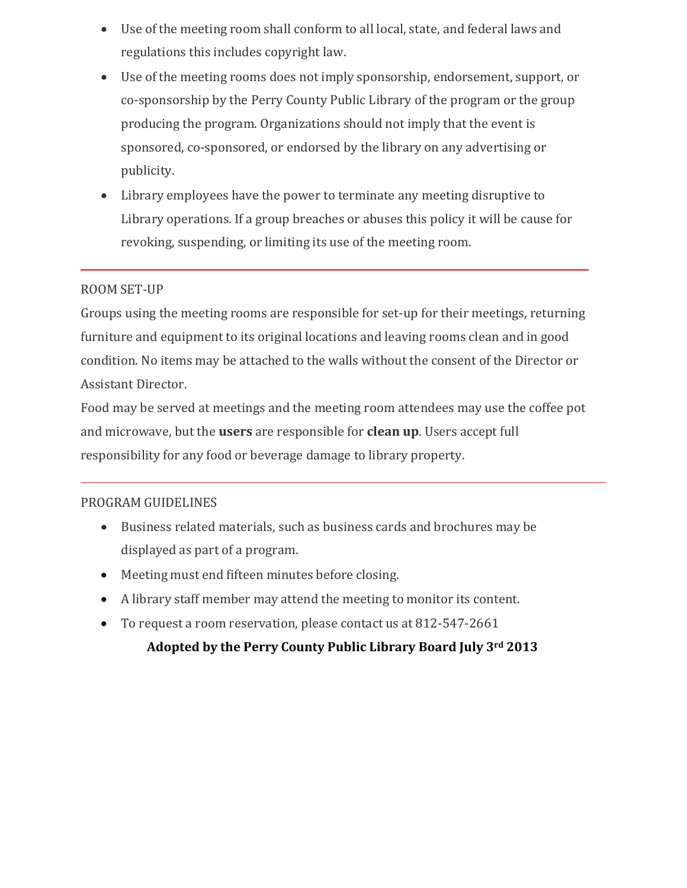- Use of the meeting room shall conform to all local, state, and federal laws and regulations this includes copyright law.
- Use of the meeting rooms does not imply sponsorship, endorsement, support, or co-sponsorship by the Perry County Public Library of the program or the group producing the program. Organizations should not imply that the event is sponsored, co-sponsored, or endorsed by the library on any advertising or publicity.
- Library employees have the power to terminate any meeting disruptive to Library operations. If a group breaches or abuses this policy it will be cause for revoking, suspending, or limiting its use of the meeting room.

---

ROOM SET-UP

Groups using the meeting rooms are responsible for set-up for their meetings, returning furniture and equipment to its original locations and leaving rooms clean and in good condition. No items may be attached to the walls without the consent of the Director or Assistant Director.

Food may be served at meetings and the meeting room attendees may use the coffee pot and microwave, but the **users** are responsible for **clean up**. Users accept full responsibility for any food or beverage damage to library property.

---

PROGRAM GUIDELINES

- Business related materials, such as business cards and brochures may be displayed as part of a program.
- Meeting must end fifteen minutes before closing.
- A library staff member may attend the meeting to monitor its content.
- To request a room reservation, please contact us at 812-547-2661

**Adopted by the Perry County Public Library Board July 3rd 2013**